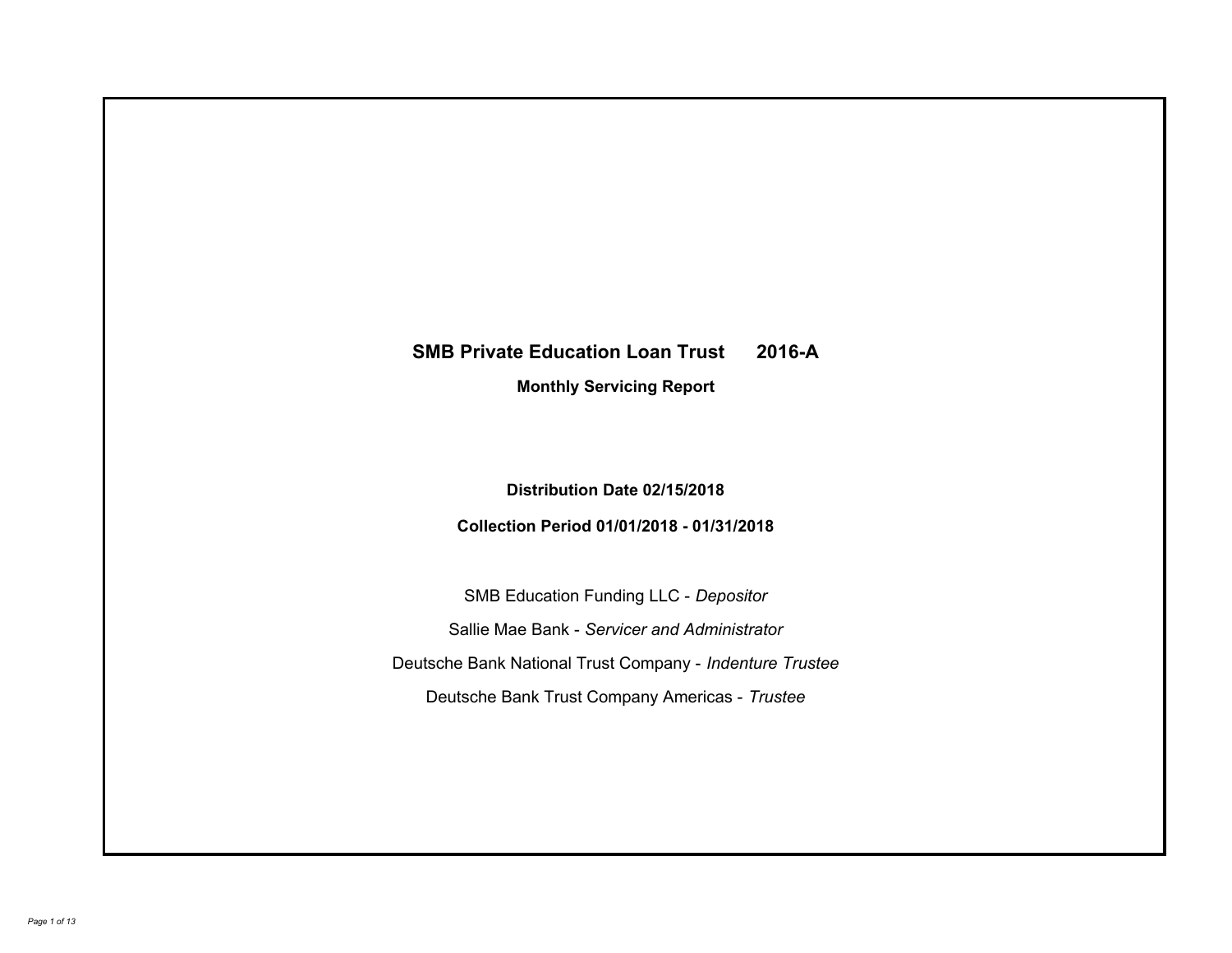# SMB Private Education Loan Trust 2016-A

## Monthly Servicing Report

**Distribution Date 02/15/2018**

**Collection Period 01/01/2018 - 01/31/2018**

SMB Education Funding LLC - *Depositor*

Sallie Mae Bank - *Servicer and Administrator*

Deutsche Bank National Trust Company - *Indenture Trustee*

Deutsche Bank Trust Company Americas - *Trustee*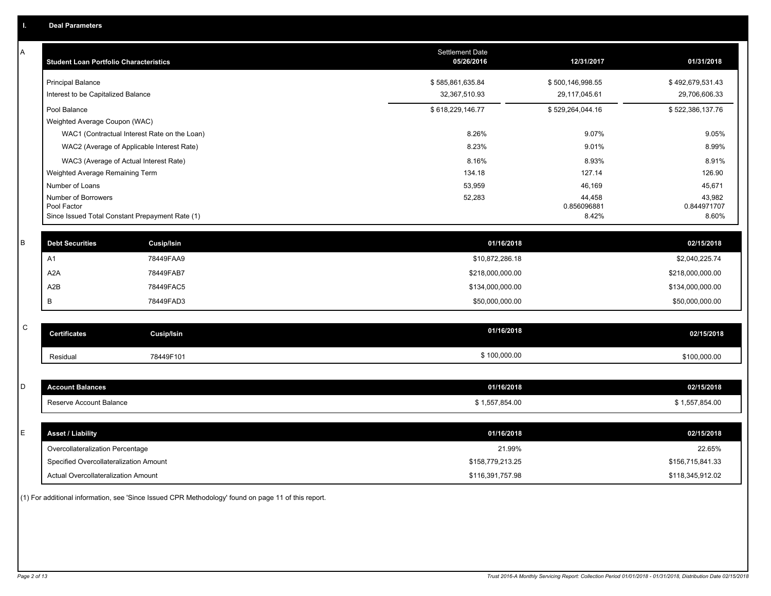## I. Deal Parameters

### A

| Student Loan Portfolio Characteristics | Settlement Date 05/26/2016 | 12/31/2017 | 01/31/2018 |
|---|---|---|---|
| Principal Balance | $ 585,861,635.84 | $ 500,146,998.55 | $ 492,679,531.43 |
| Interest to be Capitalized Balance | 32,367,510.93 | 29,117,045.61 | 29,706,606.33 |
| Pool Balance | $ 618,229,146.77 | $ 529,264,044.16 | $ 522,386,137.76 |
| Weighted Average Coupon (WAC) | | | |
| WAC1 (Contractual Interest Rate on the Loan) | 8.26% | 9.07% | 9.05% |
| WAC2 (Average of Applicable Interest Rate) | 8.23% | 9.01% | 8.99% |
| WAC3 (Average of Actual Interest Rate) | 8.16% | 8.93% | 8.91% |
| Weighted Average Remaining Term | 134.18 | 127.14 | 126.90 |
| Number of Loans | 53,959 | 46,169 | 45,671 |
| Number of Borrowers | 52,283 | 44,458 | 43,982 |
| Pool Factor | | 0.856096881 | 0.844971707 |
| Since Issued Total Constant Prepayment Rate (1) | | 8.42% | 8.60% |

### B

| Debt Securities | Cusip/Isin | 01/16/2018 | 02/15/2018 |
|---|---|---|---|
| A1 | 78449FAA9 | $10,872,286.18 | $2,040,225.74 |
| A2A | 78449FAB7 | $218,000,000.00 | $218,000,000.00 |
| A2B | 78449FAC5 | $134,000,000.00 | $134,000,000.00 |
| B | 78449FAD3 | $50,000,000.00 | $50,000,000.00 |

### C

| Certificates | Cusip/Isin | 01/16/2018 | 02/15/2018 |
|---|---|---|---|
| Residual | 78449F101 | $ 100,000.00 | $100,000.00 |

### D

| Account Balances | 01/16/2018 | 02/15/2018 |
|---|---|---|
| Reserve Account Balance | $ 1,557,854.00 | $ 1,557,854.00 |

### E

| Asset / Liability | 01/16/2018 | 02/15/2018 |
|---|---|---|
| Overcollateralization Percentage | 21.99% | 22.65% |
| Specified Overcollateralization Amount | $158,779,213.25 | $156,715,841.33 |
| Actual Overcollateralization Amount | $116,391,757.98 | $118,345,912.02 |

(1) For additional information, see 'Since Issued CPR Methodology' found on page 11 of this report.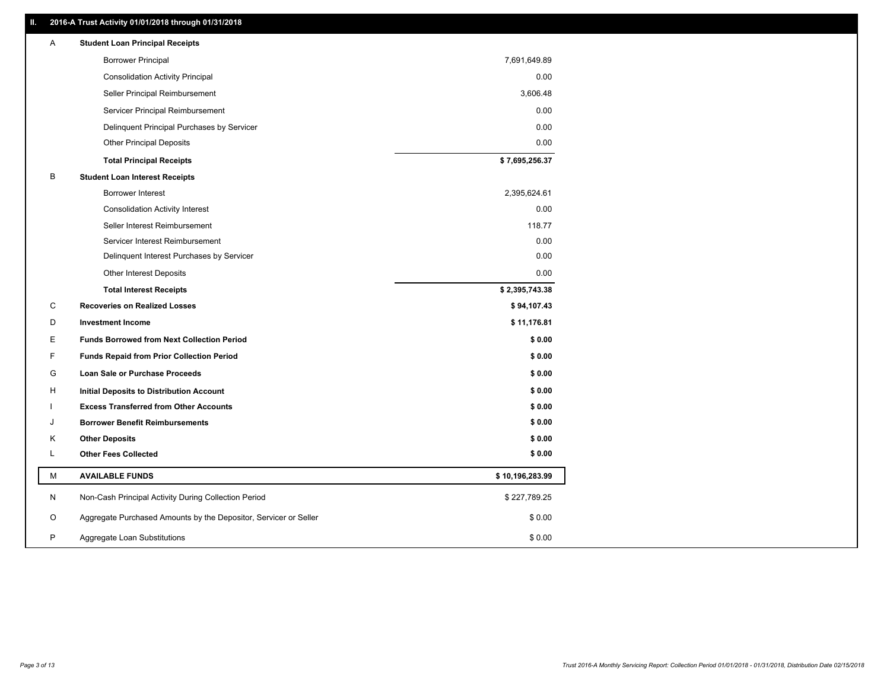## II. 2016-A Trust Activity 01/01/2018 through 01/31/2018

| | | |
|---|---|---|
| A | **Student Loan Principal Receipts** | |
| | Borrower Principal | 7,691,649.89 |
| | Consolidation Activity Principal | 0.00 |
| | Seller Principal Reimbursement | 3,606.48 |
| | Servicer Principal Reimbursement | 0.00 |
| | Delinquent Principal Purchases by Servicer | 0.00 |
| | Other Principal Deposits | 0.00 |
| | **Total Principal Receipts** | **$ 7,695,256.37** |
| B | **Student Loan Interest Receipts** | |
| | Borrower Interest | 2,395,624.61 |
| | Consolidation Activity Interest | 0.00 |
| | Seller Interest Reimbursement | 118.77 |
| | Servicer Interest Reimbursement | 0.00 |
| | Delinquent Interest Purchases by Servicer | 0.00 |
| | Other Interest Deposits | 0.00 |
| | **Total Interest Receipts** | **$ 2,395,743.38** |
| C | **Recoveries on Realized Losses** | **$ 94,107.43** |
| D | **Investment Income** | **$ 11,176.81** |
| E | **Funds Borrowed from Next Collection Period** | **$ 0.00** |
| F | **Funds Repaid from Prior Collection Period** | **$ 0.00** |
| G | **Loan Sale or Purchase Proceeds** | **$ 0.00** |
| H | **Initial Deposits to Distribution Account** | **$ 0.00** |
| I | **Excess Transferred from Other Accounts** | **$ 0.00** |
| J | **Borrower Benefit Reimbursements** | **$ 0.00** |
| K | **Other Deposits** | **$ 0.00** |
| L | **Other Fees Collected** | **$ 0.00** |
| M | **AVAILABLE FUNDS** | **$ 10,196,283.99** |
| N | Non-Cash Principal Activity During Collection Period | $ 227,789.25 |
| O | Aggregate Purchased Amounts by the Depositor, Servicer or Seller | $ 0.00 |
| P | Aggregate Loan Substitutions | $ 0.00 |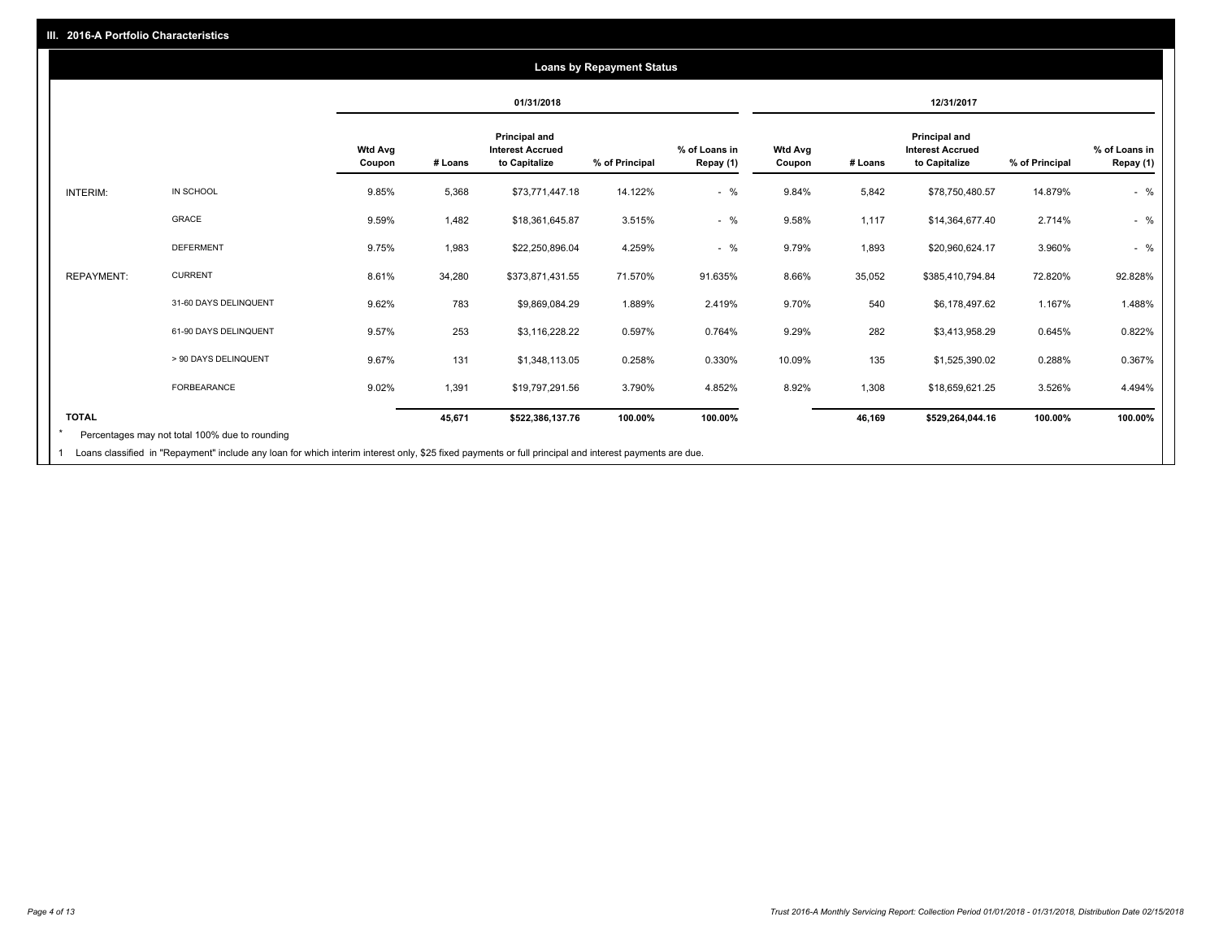## III. 2016-A Portfolio Characteristics

### Loans by Repayment Status

| | | 01/31/2018 | | | | | 12/31/2017 | | | | |
|---|---|---|---|---|---|---|---|---|---|---|---|
| | | Wtd Avg Coupon | # Loans | Principal and Interest Accrued to Capitalize | % of Principal | % of Loans in Repay (1) | Wtd Avg Coupon | # Loans | Principal and Interest Accrued to Capitalize | % of Principal | % of Loans in Repay (1) |
| INTERIM: | IN SCHOOL | 9.85% | 5,368 | $73,771,447.18 | 14.122% | - % | 9.84% | 5,842 | $78,750,480.57 | 14.879% | - % |
| | GRACE | 9.59% | 1,482 | $18,361,645.87 | 3.515% | - % | 9.58% | 1,117 | $14,364,677.40 | 2.714% | - % |
| | DEFERMENT | 9.75% | 1,983 | $22,250,896.04 | 4.259% | - % | 9.79% | 1,893 | $20,960,624.17 | 3.960% | - % |
| REPAYMENT: | CURRENT | 8.61% | 34,280 | $373,871,431.55 | 71.570% | 91.635% | 8.66% | 35,052 | $385,410,794.84 | 72.820% | 92.828% |
| | 31-60 DAYS DELINQUENT | 9.62% | 783 | $9,869,084.29 | 1.889% | 2.419% | 9.70% | 540 | $6,178,497.62 | 1.167% | 1.488% |
| | 61-90 DAYS DELINQUENT | 9.57% | 253 | $3,116,228.22 | 0.597% | 0.764% | 9.29% | 282 | $3,413,958.29 | 0.645% | 0.822% |
| | > 90 DAYS DELINQUENT | 9.67% | 131 | $1,348,113.05 | 0.258% | 0.330% | 10.09% | 135 | $1,525,390.02 | 0.288% | 0.367% |
| | FORBEARANCE | 9.02% | 1,391 | $19,797,291.56 | 3.790% | 4.852% | 8.92% | 1,308 | $18,659,621.25 | 3.526% | 4.494% |
| **TOTAL** | | | **45,671** | **$522,386,137.76** | **100.00%** | **100.00%** | | **46,169** | **$529,264,044.16** | **100.00%** | **100.00%** |

* Percentages may not total 100% due to rounding

1 Loans classified in "Repayment" include any loan for which interim interest only, $25 fixed payments or full principal and interest payments are due.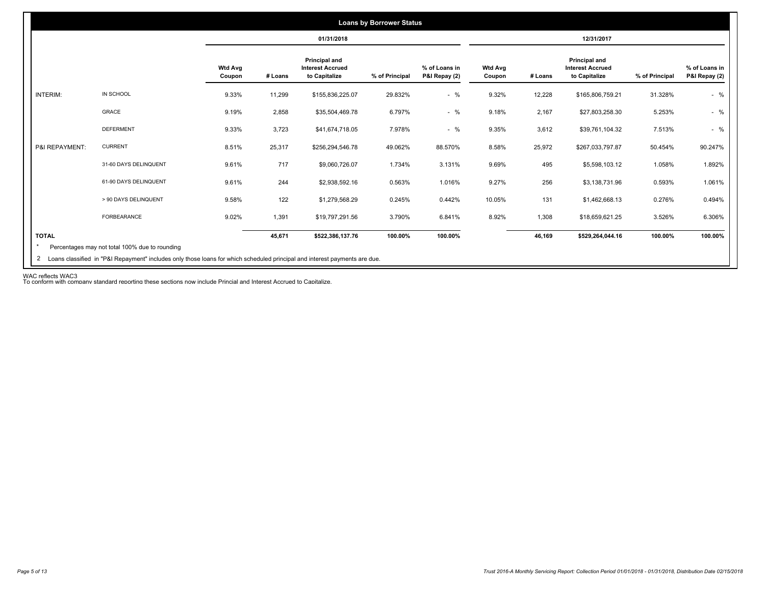## Loans by Borrower Status

| | | 01/31/2018 | | | | | 12/31/2017 | | | | |
|---|---|---|---|---|---|---|---|---|---|---|---|
| | | Wtd Avg Coupon | # Loans | Principal and Interest Accrued to Capitalize | % of Principal | % of Loans in P&I Repay (2) | Wtd Avg Coupon | # Loans | Principal and Interest Accrued to Capitalize | % of Principal | % of Loans in P&I Repay (2) |
| INTERIM: | IN SCHOOL | 9.33% | 11,299 | $155,836,225.07 | 29.832% | - % | 9.32% | 12,228 | $165,806,759.21 | 31.328% | - % |
| | GRACE | 9.19% | 2,858 | $35,504,469.78 | 6.797% | - % | 9.18% | 2,167 | $27,803,258.30 | 5.253% | - % |
| | DEFERMENT | 9.33% | 3,723 | $41,674,718.05 | 7.978% | - % | 9.35% | 3,612 | $39,761,104.32 | 7.513% | - % |
| P&I REPAYMENT: | CURRENT | 8.51% | 25,317 | $256,294,546.78 | 49.062% | 88.570% | 8.58% | 25,972 | $267,033,797.87 | 50.454% | 90.247% |
| | 31-60 DAYS DELINQUENT | 9.61% | 717 | $9,060,726.07 | 1.734% | 3.131% | 9.69% | 495 | $5,598,103.12 | 1.058% | 1.892% |
| | 61-90 DAYS DELINQUENT | 9.61% | 244 | $2,938,592.16 | 0.563% | 1.016% | 9.27% | 256 | $3,138,731.96 | 0.593% | 1.061% |
| | > 90 DAYS DELINQUENT | 9.58% | 122 | $1,279,568.29 | 0.245% | 0.442% | 10.05% | 131 | $1,462,668.13 | 0.276% | 0.494% |
| | FORBEARANCE | 9.02% | 1,391 | $19,797,291.56 | 3.790% | 6.841% | 8.92% | 1,308 | $18,659,621.25 | 3.526% | 6.306% |
| TOTAL | | | 45,671 | $522,386,137.76 | 100.00% | 100.00% | | 46,169 | $529,264,044.16 | 100.00% | 100.00% |

\* Percentages may not total 100% due to rounding

2 Loans classified in "P&I Repayment" includes only those loans for which scheduled principal and interest payments are due.

WAC reflects WAC3

To conform with company standard reporting these sections now include Princial and Interest Accrued to Capitalize.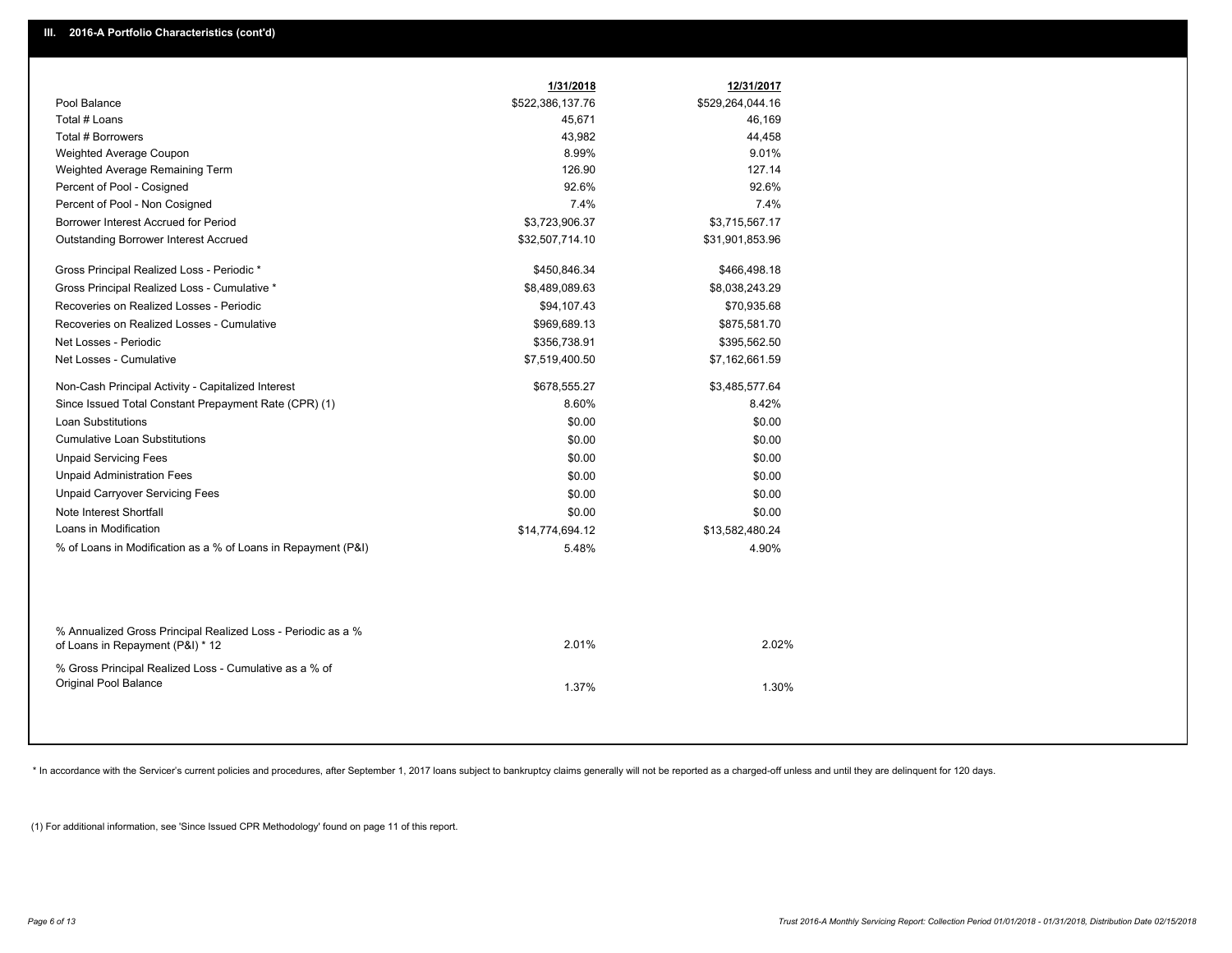## III. 2016-A Portfolio Characteristics (cont'd)

| | 1/31/2018 | 12/31/2017 |
|---|---|---|
| Pool Balance | $522,386,137.76 | $529,264,044.16 |
| Total # Loans | 45,671 | 46,169 |
| Total # Borrowers | 43,982 | 44,458 |
| Weighted Average Coupon | 8.99% | 9.01% |
| Weighted Average Remaining Term | 126.90 | 127.14 |
| Percent of Pool - Cosigned | 92.6% | 92.6% |
| Percent of Pool - Non Cosigned | 7.4% | 7.4% |
| Borrower Interest Accrued for Period | $3,723,906.37 | $3,715,567.17 |
| Outstanding Borrower Interest Accrued | $32,507,714.10 | $31,901,853.96 |
| Gross Principal Realized Loss - Periodic * | $450,846.34 | $466,498.18 |
| Gross Principal Realized Loss - Cumulative * | $8,489,089.63 | $8,038,243.29 |
| Recoveries on Realized Losses - Periodic | $94,107.43 | $70,935.68 |
| Recoveries on Realized Losses - Cumulative | $969,689.13 | $875,581.70 |
| Net Losses - Periodic | $356,738.91 | $395,562.50 |
| Net Losses - Cumulative | $7,519,400.50 | $7,162,661.59 |
| Non-Cash Principal Activity - Capitalized Interest | $678,555.27 | $3,485,577.64 |
| Since Issued Total Constant Prepayment Rate (CPR) (1) | 8.60% | 8.42% |
| Loan Substitutions | $0.00 | $0.00 |
| Cumulative Loan Substitutions | $0.00 | $0.00 |
| Unpaid Servicing Fees | $0.00 | $0.00 |
| Unpaid Administration Fees | $0.00 | $0.00 |
| Unpaid Carryover Servicing Fees | $0.00 | $0.00 |
| Note Interest Shortfall | $0.00 | $0.00 |
| Loans in Modification | $14,774,694.12 | $13,582,480.24 |
| % of Loans in Modification as a % of Loans in Repayment (P&I) | 5.48% | 4.90% |
| % Annualized Gross Principal Realized Loss - Periodic as a % of Loans in Repayment (P&I) * 12 | 2.01% | 2.02% |
| % Gross Principal Realized Loss - Cumulative as a % of Original Pool Balance | 1.37% | 1.30% |

* In accordance with the Servicer's current policies and procedures, after September 1, 2017 loans subject to bankruptcy claims generally will not be reported as a charged-off unless and until they are delinquent for 120 days.

(1) For additional information, see 'Since Issued CPR Methodology' found on page 11 of this report.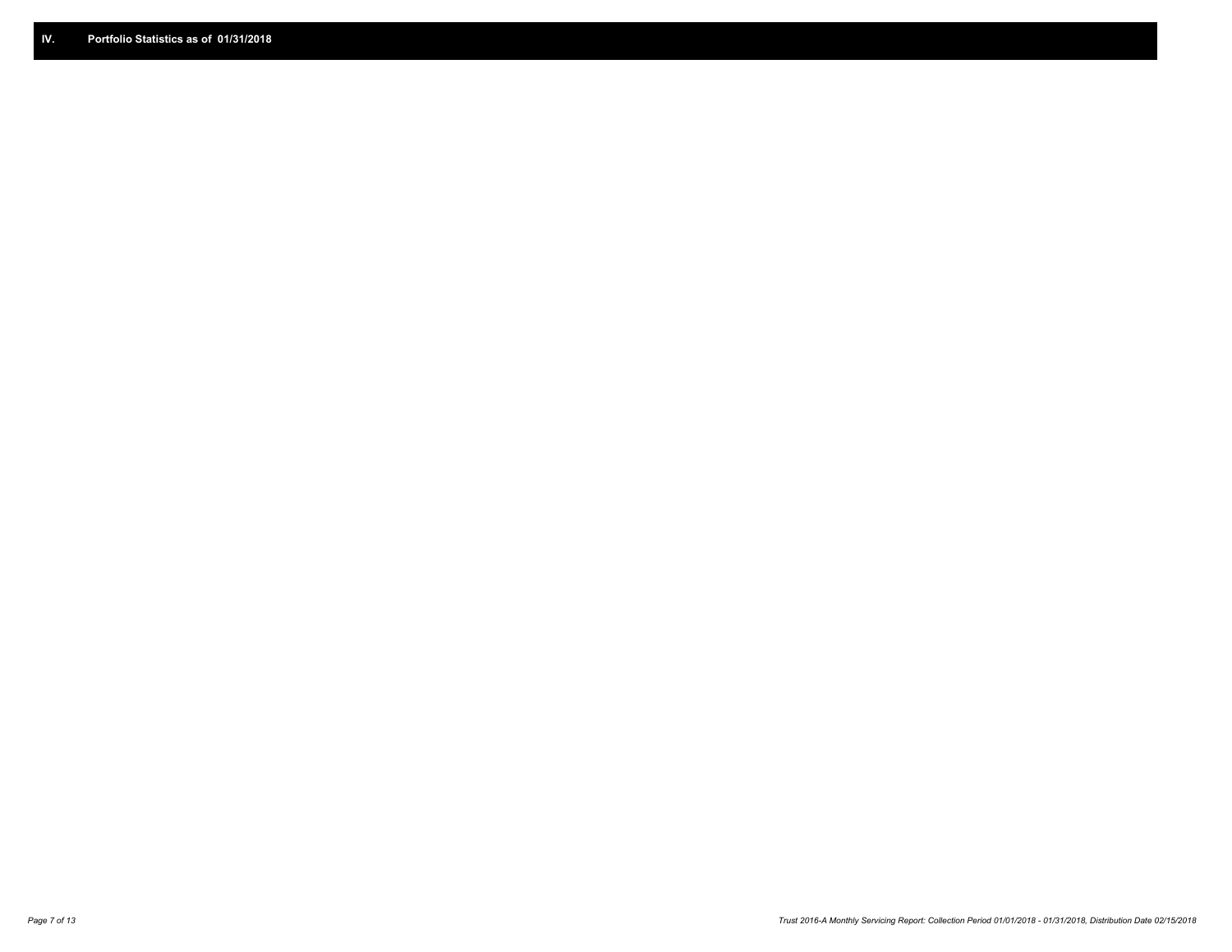## IV. Portfolio Statistics as of 01/31/2018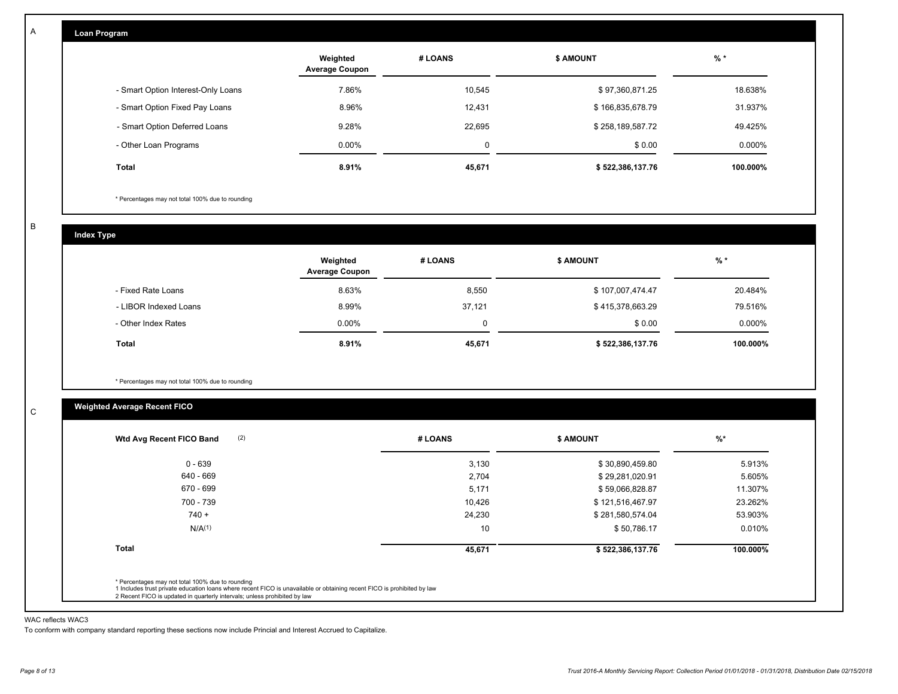A

## Loan Program

| | Weighted Average Coupon | # LOANS | $ AMOUNT | % * |
|---|---|---|---|---|
| - Smart Option Interest-Only Loans | 7.86% | 10,545 | $ 97,360,871.25 | 18.638% |
| - Smart Option Fixed Pay Loans | 8.96% | 12,431 | $ 166,835,678.79 | 31.937% |
| - Smart Option Deferred Loans | 9.28% | 22,695 | $ 258,189,587.72 | 49.425% |
| - Other Loan Programs | 0.00% | 0 | $ 0.00 | 0.000% |
| **Total** | **8.91%** | **45,671** | **$ 522,386,137.76** | **100.000%** |

* Percentages may not total 100% due to rounding

B

## Index Type

| | Weighted Average Coupon | # LOANS | $ AMOUNT | % * |
|---|---|---|---|---|
| - Fixed Rate Loans | 8.63% | 8,550 | $ 107,007,474.47 | 20.484% |
| - LIBOR Indexed Loans | 8.99% | 37,121 | $ 415,378,663.29 | 79.516% |
| - Other Index Rates | 0.00% | 0 | $ 0.00 | 0.000% |
| **Total** | **8.91%** | **45,671** | **$ 522,386,137.76** | **100.000%** |

* Percentages may not total 100% due to rounding

C

## Weighted Average Recent FICO

| Wtd Avg Recent FICO Band (2) | # LOANS | $ AMOUNT | %* |
|---|---|---|---|
| 0 - 639 | 3,130 | $ 30,890,459.80 | 5.913% |
| 640 - 669 | 2,704 | $ 29,281,020.91 | 5.605% |
| 670 - 699 | 5,171 | $ 59,066,828.87 | 11.307% |
| 700 - 739 | 10,426 | $ 121,516,467.97 | 23.262% |
| 740 + | 24,230 | $ 281,580,574.04 | 53.903% |
| N/A(1) | 10 | $ 50,786.17 | 0.010% |
| **Total** | **45,671** | **$ 522,386,137.76** | **100.000%** |

* Percentages may not total 100% due to rounding
1 Includes trust private education loans where recent FICO is unavailable or obtaining recent FICO is prohibited by law
2 Recent FICO is updated in quarterly intervals; unless prohibited by law

WAC reflects WAC3

To conform with company standard reporting these sections now include Princial and Interest Accrued to Capitalize.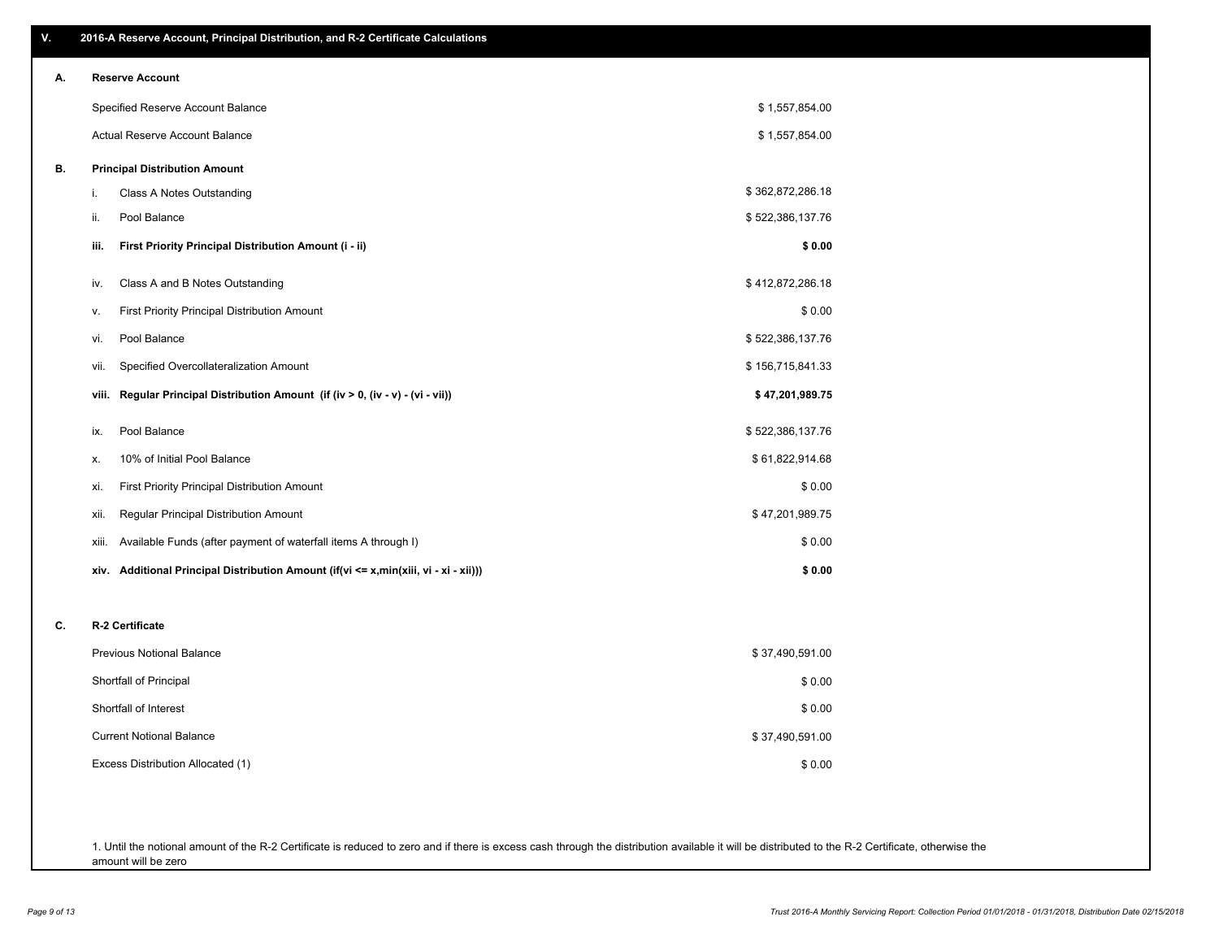## V. 2016-A Reserve Account, Principal Distribution, and R-2 Certificate Calculations

### A. Reserve Account

| | |
|---|---|
| Specified Reserve Account Balance | $ 1,557,854.00 |
| Actual Reserve Account Balance | $ 1,557,854.00 |

### B. Principal Distribution Amount

| | | |
|---|---|---|
| i. | Class A Notes Outstanding | $ 362,872,286.18 |
| ii. | Pool Balance | $ 522,386,137.76 |
| **iii.** | **First Priority Principal Distribution Amount (i - ii)** | **$ 0.00** |
| iv. | Class A and B Notes Outstanding | $ 412,872,286.18 |
| v. | First Priority Principal Distribution Amount | $ 0.00 |
| vi. | Pool Balance | $ 522,386,137.76 |
| vii. | Specified Overcollateralization Amount | $ 156,715,841.33 |
| **viii.** | **Regular Principal Distribution Amount (if (iv > 0, (iv - v) - (vi - vii))** | **$ 47,201,989.75** |
| ix. | Pool Balance | $ 522,386,137.76 |
| x. | 10% of Initial Pool Balance | $ 61,822,914.68 |
| xi. | First Priority Principal Distribution Amount | $ 0.00 |
| xii. | Regular Principal Distribution Amount | $ 47,201,989.75 |
| xiii. | Available Funds (after payment of waterfall items A through I) | $ 0.00 |
| **xiv.** | **Additional Principal Distribution Amount (if(vi <= x,min(xiii, vi - xi - xii)))** | **$ 0.00** |

### C. R-2 Certificate

| | |
|---|---|
| Previous Notional Balance | $ 37,490,591.00 |
| Shortfall of Principal | $ 0.00 |
| Shortfall of Interest | $ 0.00 |
| Current Notional Balance | $ 37,490,591.00 |
| Excess Distribution Allocated (1) | $ 0.00 |

1. Until the notional amount of the R-2 Certificate is reduced to zero and if there is excess cash through the distribution available it will be distributed to the R-2 Certificate, otherwise the amount will be zero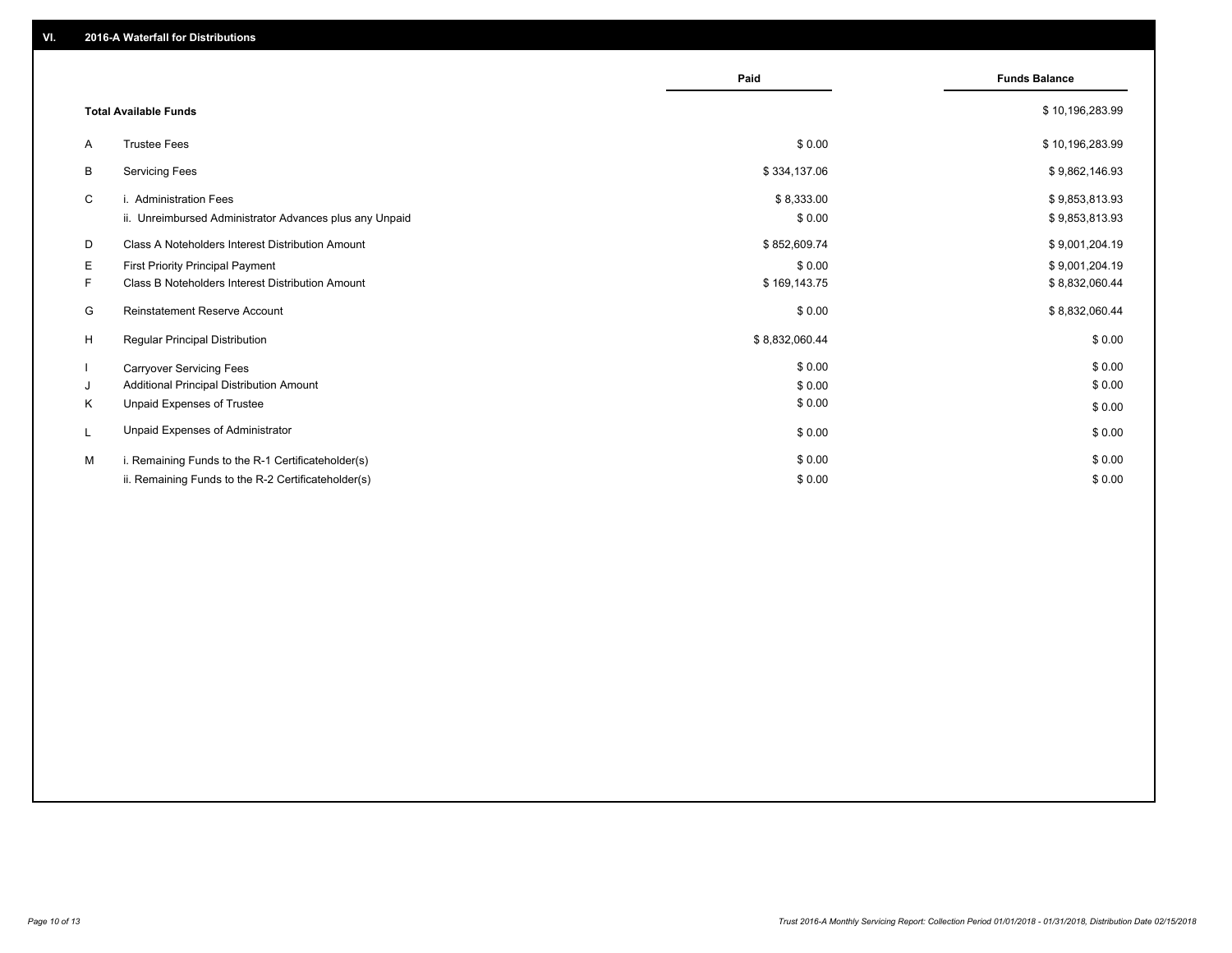## VI. 2016-A Waterfall for Distributions

| | | Paid | Funds Balance |
|---|---|---|---|
| | **Total Available Funds** | | $ 10,196,283.99 |
| A | Trustee Fees | $ 0.00 | $ 10,196,283.99 |
| B | Servicing Fees | $ 334,137.06 | $ 9,862,146.93 |
| C | i. Administration Fees | $ 8,333.00 | $ 9,853,813.93 |
| | ii. Unreimbursed Administrator Advances plus any Unpaid | $ 0.00 | $ 9,853,813.93 |
| D | Class A Noteholders Interest Distribution Amount | $ 852,609.74 | $ 9,001,204.19 |
| E | First Priority Principal Payment | $ 0.00 | $ 9,001,204.19 |
| F | Class B Noteholders Interest Distribution Amount | $ 169,143.75 | $ 8,832,060.44 |
| G | Reinstatement Reserve Account | $ 0.00 | $ 8,832,060.44 |
| H | Regular Principal Distribution | $ 8,832,060.44 | $ 0.00 |
| I | Carryover Servicing Fees | $ 0.00 | $ 0.00 |
| J | Additional Principal Distribution Amount | $ 0.00 | $ 0.00 |
| K | Unpaid Expenses of Trustee | $ 0.00 | $ 0.00 |
| L | Unpaid Expenses of Administrator | $ 0.00 | $ 0.00 |
| M | i. Remaining Funds to the R-1 Certificateholder(s) | $ 0.00 | $ 0.00 |
| | ii. Remaining Funds to the R-2 Certificateholder(s) | $ 0.00 | $ 0.00 |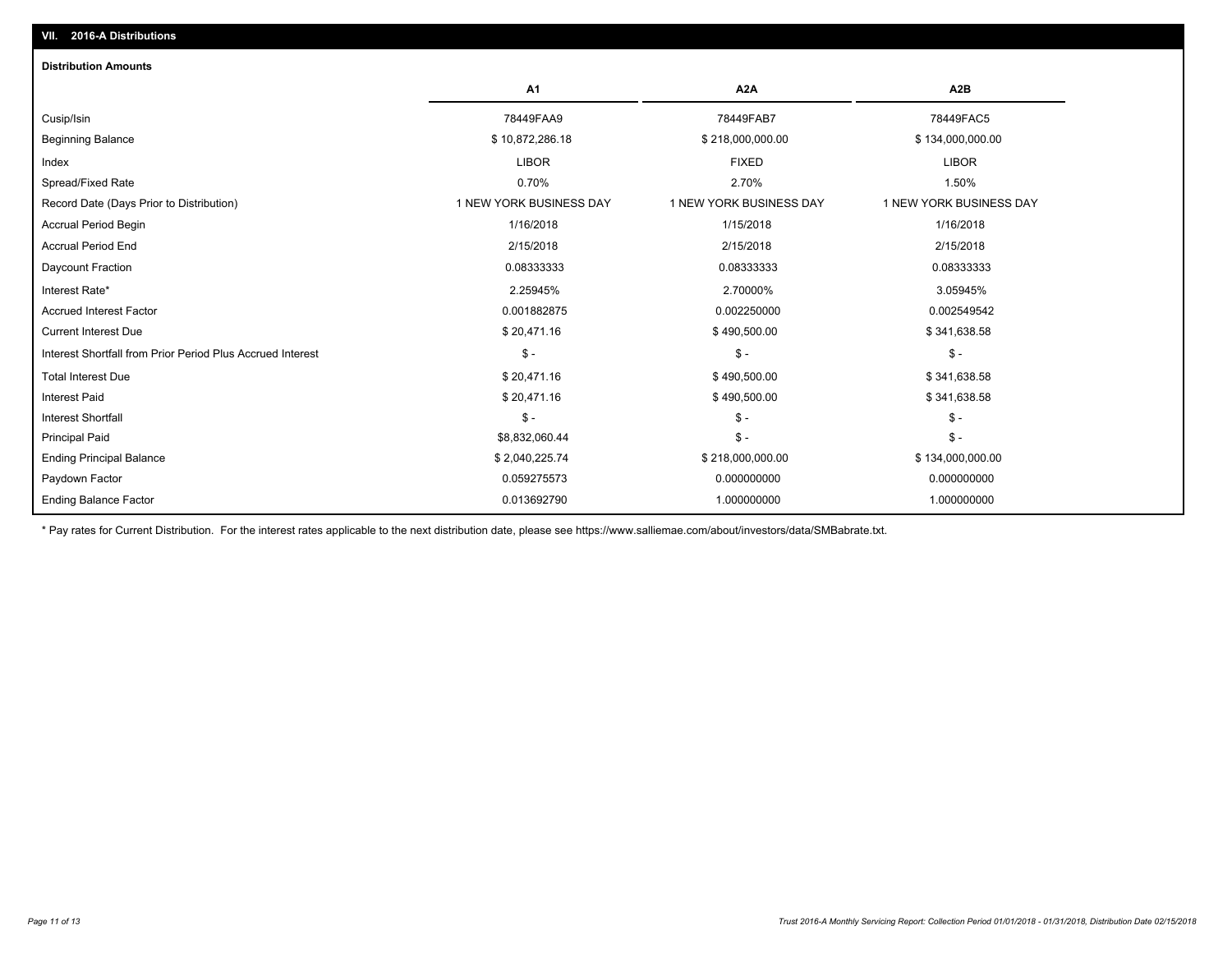## VII. 2016-A Distributions

### Distribution Amounts

| | A1 | A2A | A2B |
|---|---|---|---|
| Cusip/Isin | 78449FAA9 | 78449FAB7 | 78449FAC5 |
| Beginning Balance | $ 10,872,286.18 | $ 218,000,000.00 | $ 134,000,000.00 |
| Index | LIBOR | FIXED | LIBOR |
| Spread/Fixed Rate | 0.70% | 2.70% | 1.50% |
| Record Date (Days Prior to Distribution) | 1 NEW YORK BUSINESS DAY | 1 NEW YORK BUSINESS DAY | 1 NEW YORK BUSINESS DAY |
| Accrual Period Begin | 1/16/2018 | 1/15/2018 | 1/16/2018 |
| Accrual Period End | 2/15/2018 | 2/15/2018 | 2/15/2018 |
| Daycount Fraction | 0.08333333 | 0.08333333 | 0.08333333 |
| Interest Rate* | 2.25945% | 2.70000% | 3.05945% |
| Accrued Interest Factor | 0.001882875 | 0.002250000 | 0.002549542 |
| Current Interest Due | $ 20,471.16 | $ 490,500.00 | $ 341,638.58 |
| Interest Shortfall from Prior Period Plus Accrued Interest | $ - | $ - | $ - |
| Total Interest Due | $ 20,471.16 | $ 490,500.00 | $ 341,638.58 |
| Interest Paid | $ 20,471.16 | $ 490,500.00 | $ 341,638.58 |
| Interest Shortfall | $ - | $ - | $ - |
| Principal Paid | $8,832,060.44 | $ - | $ - |
| Ending Principal Balance | $ 2,040,225.74 | $ 218,000,000.00 | $ 134,000,000.00 |
| Paydown Factor | 0.059275573 | 0.000000000 | 0.000000000 |
| Ending Balance Factor | 0.013692790 | 1.000000000 | 1.000000000 |

* Pay rates for Current Distribution. For the interest rates applicable to the next distribution date, please see https://www.salliemae.com/about/investors/data/SMBabrate.txt.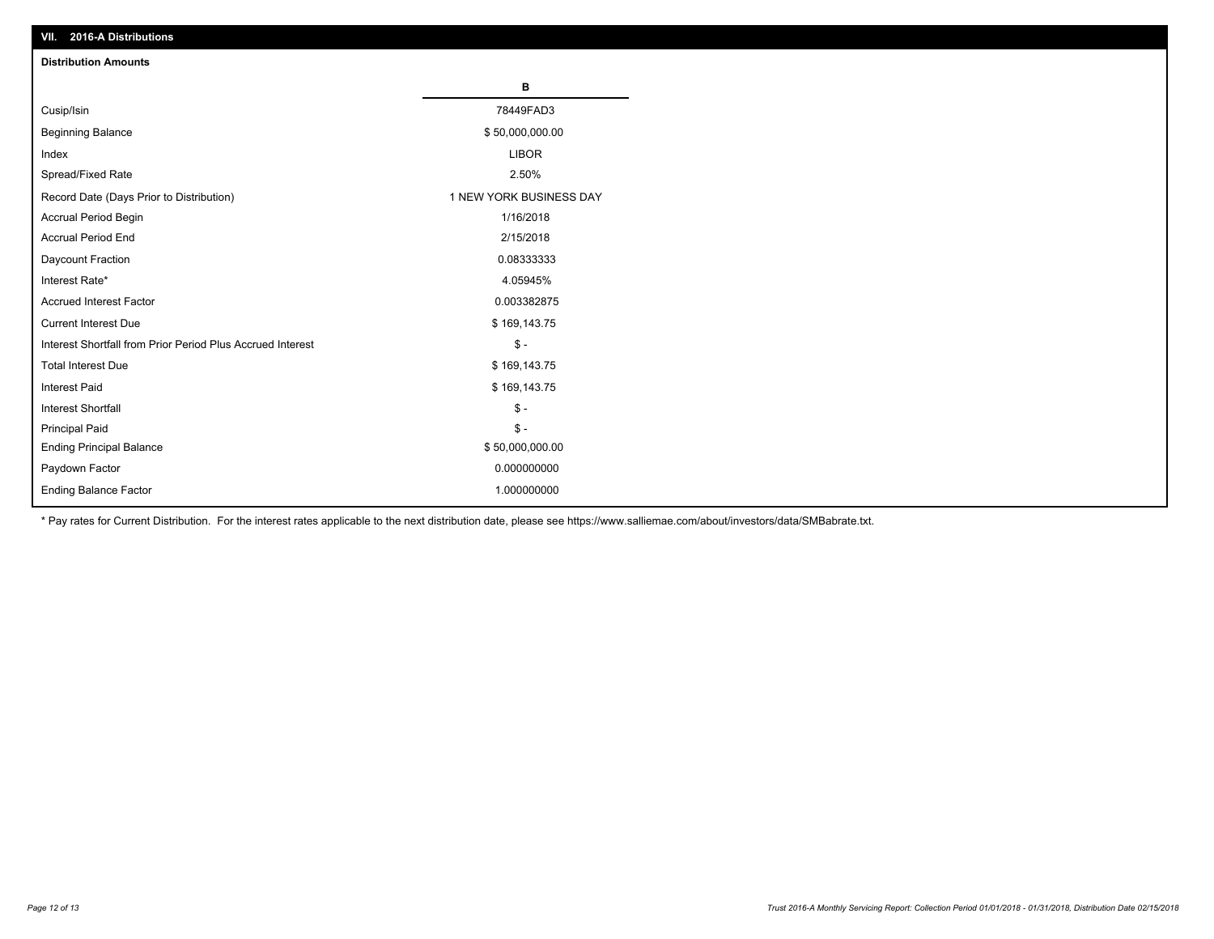## VII. 2016-A Distributions

### Distribution Amounts

| | B |
|---|---|
| Cusip/Isin | 78449FAD3 |
| Beginning Balance | $ 50,000,000.00 |
| Index | LIBOR |
| Spread/Fixed Rate | 2.50% |
| Record Date (Days Prior to Distribution) | 1 NEW YORK BUSINESS DAY |
| Accrual Period Begin | 1/16/2018 |
| Accrual Period End | 2/15/2018 |
| Daycount Fraction | 0.08333333 |
| Interest Rate* | 4.05945% |
| Accrued Interest Factor | 0.003382875 |
| Current Interest Due | $ 169,143.75 |
| Interest Shortfall from Prior Period Plus Accrued Interest | $ - |
| Total Interest Due | $ 169,143.75 |
| Interest Paid | $ 169,143.75 |
| Interest Shortfall | $ - |
| Principal Paid | $ - |
| Ending Principal Balance | $ 50,000,000.00 |
| Paydown Factor | 0.000000000 |
| Ending Balance Factor | 1.000000000 |

* Pay rates for Current Distribution. For the interest rates applicable to the next distribution date, please see https://www.salliemae.com/about/investors/data/SMBabrate.txt.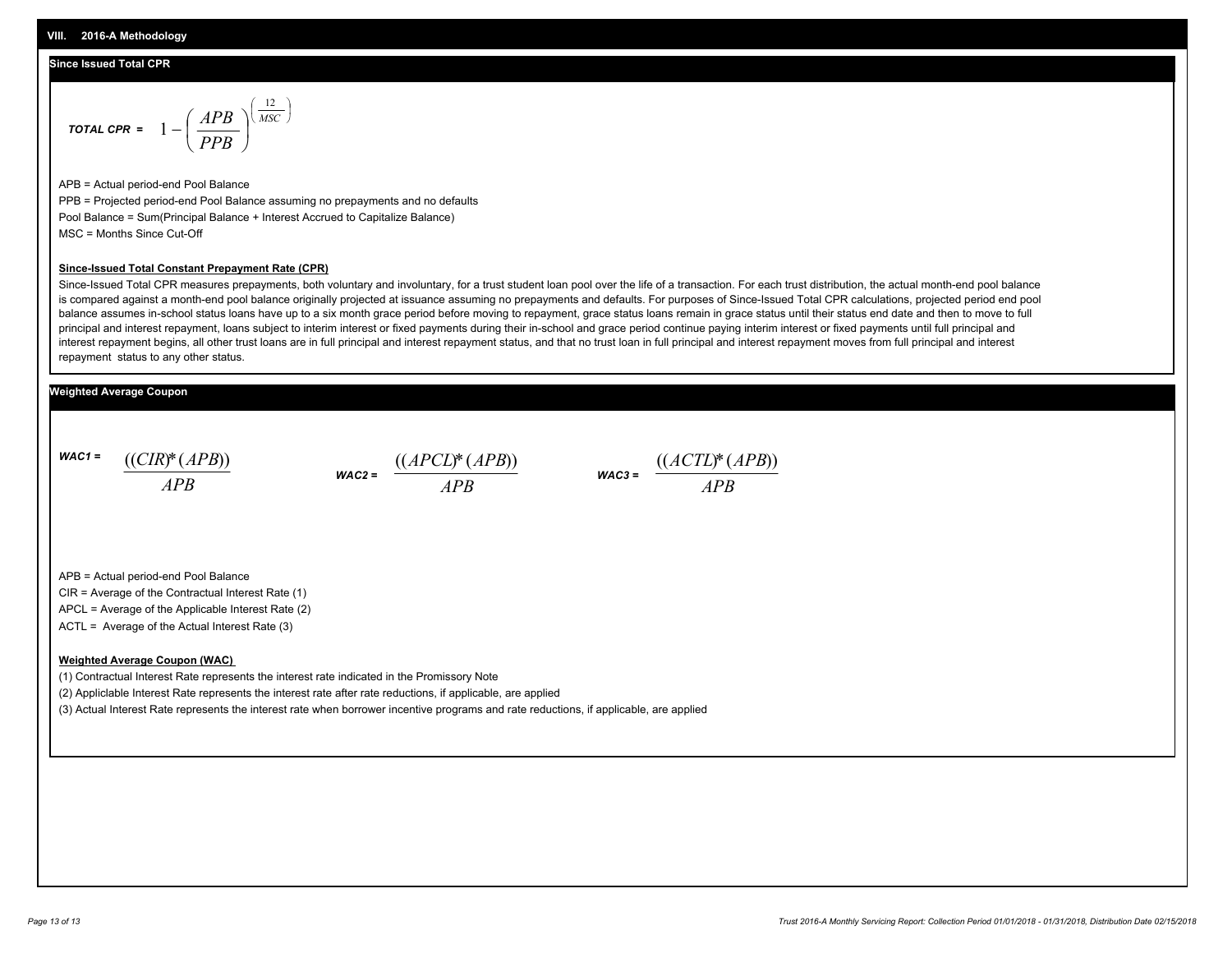## VIII. 2016-A Methodology

### Since Issued Total CPR

$$\textit{TOTAL CPR} = 1 - \left( \frac{APB}{PPB} \right)^{\left( \frac{12}{MSC} \right)}$$

APB = Actual period-end Pool Balance

PPB = Projected period-end Pool Balance assuming no prepayments and no defaults

Pool Balance = Sum(Principal Balance + Interest Accrued to Capitalize Balance)

MSC = Months Since Cut-Off

**Since-Issued Total Constant Prepayment Rate (CPR)**

Since-Issued Total CPR measures prepayments, both voluntary and involuntary, for a trust student loan pool over the life of a transaction. For each trust distribution, the actual month-end pool balance is compared against a month-end pool balance originally projected at issuance assuming no prepayments and defaults. For purposes of Since-Issued Total CPR calculations, projected period end pool balance assumes in-school status loans have up to a six month grace period before moving to repayment, grace status loans remain in grace status until their status end date and then to move to full principal and interest repayment, loans subject to interim interest or fixed payments during their in-school and grace period continue paying interim interest or fixed payments until full principal and interest repayment begins, all other trust loans are in full principal and interest repayment status, and that no trust loan in full principal and interest repayment moves from full principal and interest repayment status to any other status.

### Weighted Average Coupon

$$\textit{WAC1} = \frac{((CIR)*(APB))}{APB} \qquad \textit{WAC2} = \frac{((APCL)*(APB))}{APB} \qquad \textit{WAC3} = \frac{((ACTL)*(APB))}{APB}$$

APB = Actual period-end Pool Balance

CIR = Average of the Contractual Interest Rate (1)

APCL = Average of the Applicable Interest Rate (2)

ACTL = Average of the Actual Interest Rate (3)

**Weighted Average Coupon (WAC)**

(1) Contractual Interest Rate represents the interest rate indicated in the Promissory Note

(2) Appliclable Interest Rate represents the interest rate after rate reductions, if applicable, are applied

(3) Actual Interest Rate represents the interest rate when borrower incentive programs and rate reductions, if applicable, are applied